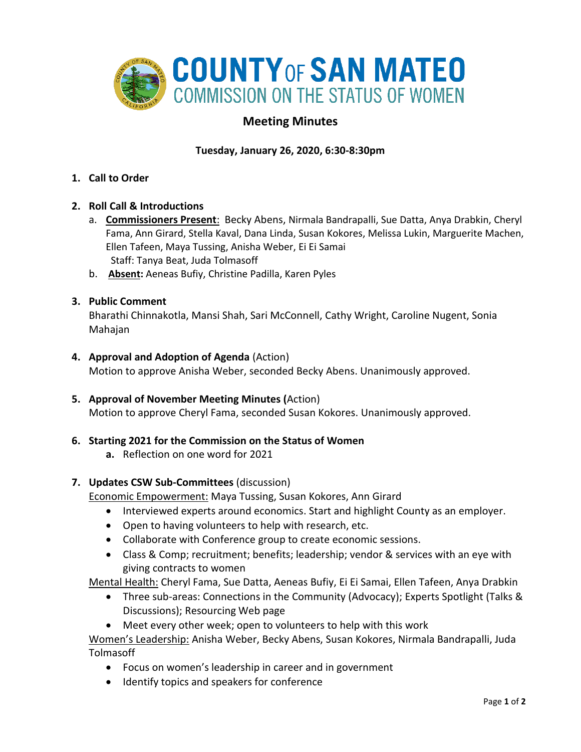# COUNTY OF SAN MATEO
## COMMISSION ON THE STATUS OF WOMEN

## Meeting Minutes

**Tuesday, January 26, 2020, 6:30-8:30pm**

1. **Call to Order**

2. **Roll Call & Introductions**
   a. **Commissioners Present**: Becky Abens, Nirmala Bandrapalli, Sue Datta, Anya Drabkin, Cheryl Fama, Ann Girard, Stella Kaval, Dana Linda, Susan Kokores, Melissa Lukin, Marguerite Machen, Ellen Tafeen, Maya Tussing, Anisha Weber, Ei Ei Samai
   Staff: Tanya Beat, Juda Tolmasoff
   b. **Absent:** Aeneas Bufiy, Christine Padilla, Karen Pyles

3. **Public Comment**
   Bharathi Chinnakotla, Mansi Shah, Sari McConnell, Cathy Wright, Caroline Nugent, Sonia Mahajan

4. **Approval and Adoption of Agenda** (Action)
   Motion to approve Anisha Weber, seconded Becky Abens. Unanimously approved.

5. **Approval of November Meeting Minutes (**Action)
   Motion to approve Cheryl Fama, seconded Susan Kokores. Unanimously approved.

6. **Starting 2021 for the Commission on the Status of Women**
   **a.** Reflection on one word for 2021

7. **Updates CSW Sub-Committees** (discussion)
   Economic Empowerment: Maya Tussing, Susan Kokores, Ann Girard
   - Interviewed experts around economics. Start and highlight County as an employer.
   - Open to having volunteers to help with research, etc.
   - Collaborate with Conference group to create economic sessions.
   - Class & Comp; recruitment; benefits; leadership; vendor & services with an eye with giving contracts to women

   Mental Health: Cheryl Fama, Sue Datta, Aeneas Bufiy, Ei Ei Samai, Ellen Tafeen, Anya Drabkin
   - Three sub-areas: Connections in the Community (Advocacy); Experts Spotlight (Talks & Discussions); Resourcing Web page
   - Meet every other week; open to volunteers to help with this work

   Women's Leadership: Anisha Weber, Becky Abens, Susan Kokores, Nirmala Bandrapalli, Juda Tolmasoff
   - Focus on women's leadership in career and in government
   - Identify topics and speakers for conference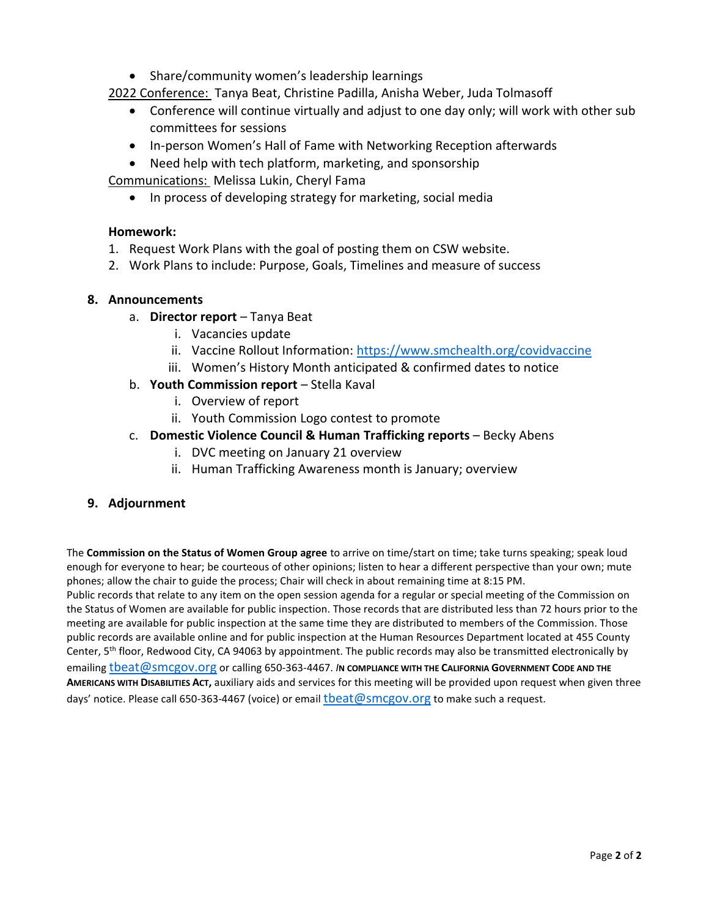- Share/community women's leadership learnings

2022 Conference: Tanya Beat, Christine Padilla, Anisha Weber, Juda Tolmasoff

- Conference will continue virtually and adjust to one day only; will work with other sub committees for sessions
- In-person Women's Hall of Fame with Networking Reception afterwards
- Need help with tech platform, marketing, and sponsorship

Communications: Melissa Lukin, Cheryl Fama

- In process of developing strategy for marketing, social media

**Homework:**

1. Request Work Plans with the goal of posting them on CSW website.
2. Work Plans to include: Purpose, Goals, Timelines and measure of success

## 8. Announcements

a. **Director report** – Tanya Beat
   i. Vacancies update
   ii. Vaccine Rollout Information: https://www.smchealth.org/covidvaccine
   iii. Women's History Month anticipated & confirmed dates to notice

b. **Youth Commission report** – Stella Kaval
   i. Overview of report
   ii. Youth Commission Logo contest to promote

c. **Domestic Violence Council & Human Trafficking reports** – Becky Abens
   i. DVC meeting on January 21 overview
   ii. Human Trafficking Awareness month is January; overview

## 9. Adjournment

The **Commission on the Status of Women Group agree** to arrive on time/start on time; take turns speaking; speak loud enough for everyone to hear; be courteous of other opinions; listen to hear a different perspective than your own; mute phones; allow the chair to guide the process; Chair will check in about remaining time at 8:15 PM.

Public records that relate to any item on the open session agenda for a regular or special meeting of the Commission on the Status of Women are available for public inspection. Those records that are distributed less than 72 hours prior to the meeting are available for public inspection at the same time they are distributed to members of the Commission. Those public records are available online and for public inspection at the Human Resources Department located at 455 County Center, 5th floor, Redwood City, CA 94063 by appointment. The public records may also be transmitted electronically by emailing tbeat@smcgov.org or calling 650-363-4467. *I*N COMPLIANCE WITH THE CALIFORNIA GOVERNMENT CODE AND THE AMERICANS WITH DISABILITIES ACT, auxiliary aids and services for this meeting will be provided upon request when given three days' notice. Please call 650-363-4467 (voice) or email tbeat@smcgov.org to make such a request.